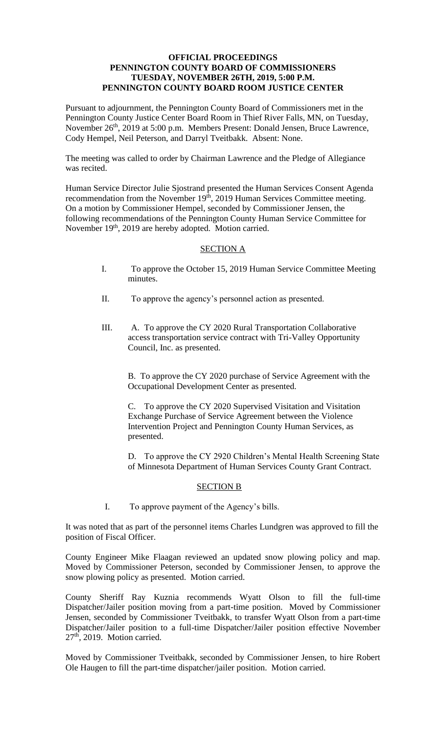**OFFICIAL PROCEEDINGS**
**PENNINGTON COUNTY BOARD OF COMMISSIONERS**
**TUESDAY, NOVEMBER 26TH, 2019, 5:00 P.M.**
**PENNINGTON COUNTY BOARD ROOM JUSTICE CENTER**

Pursuant to adjournment, the Pennington County Board of Commissioners met in the Pennington County Justice Center Board Room in Thief River Falls, MN, on Tuesday, November 26th, 2019 at 5:00 p.m. Members Present: Donald Jensen, Bruce Lawrence, Cody Hempel, Neil Peterson, and Darryl Tveitbakk. Absent: None.

The meeting was called to order by Chairman Lawrence and the Pledge of Allegiance was recited.

Human Service Director Julie Sjostrand presented the Human Services Consent Agenda recommendation from the November 19th, 2019 Human Services Committee meeting. On a motion by Commissioner Hempel, seconded by Commissioner Jensen, the following recommendations of the Pennington County Human Service Committee for November 19th, 2019 are hereby adopted. Motion carried.

SECTION A

I. To approve the October 15, 2019 Human Service Committee Meeting minutes.

II. To approve the agency's personnel action as presented.

III. A. To approve the CY 2020 Rural Transportation Collaborative access transportation service contract with Tri-Valley Opportunity Council, Inc. as presented.

B. To approve the CY 2020 purchase of Service Agreement with the Occupational Development Center as presented.

C. To approve the CY 2020 Supervised Visitation and Visitation Exchange Purchase of Service Agreement between the Violence Intervention Project and Pennington County Human Services, as presented.

D. To approve the CY 2920 Children's Mental Health Screening State of Minnesota Department of Human Services County Grant Contract.

SECTION B

I. To approve payment of the Agency's bills.

It was noted that as part of the personnel items Charles Lundgren was approved to fill the position of Fiscal Officer.

County Engineer Mike Flaagan reviewed an updated snow plowing policy and map. Moved by Commissioner Peterson, seconded by Commissioner Jensen, to approve the snow plowing policy as presented. Motion carried.

County Sheriff Ray Kuznia recommends Wyatt Olson to fill the full-time Dispatcher/Jailer position moving from a part-time position. Moved by Commissioner Jensen, seconded by Commissioner Tveitbakk, to transfer Wyatt Olson from a part-time Dispatcher/Jailer position to a full-time Dispatcher/Jailer position effective November 27th, 2019. Motion carried.

Moved by Commissioner Tveitbakk, seconded by Commissioner Jensen, to hire Robert Ole Haugen to fill the part-time dispatcher/jailer position. Motion carried.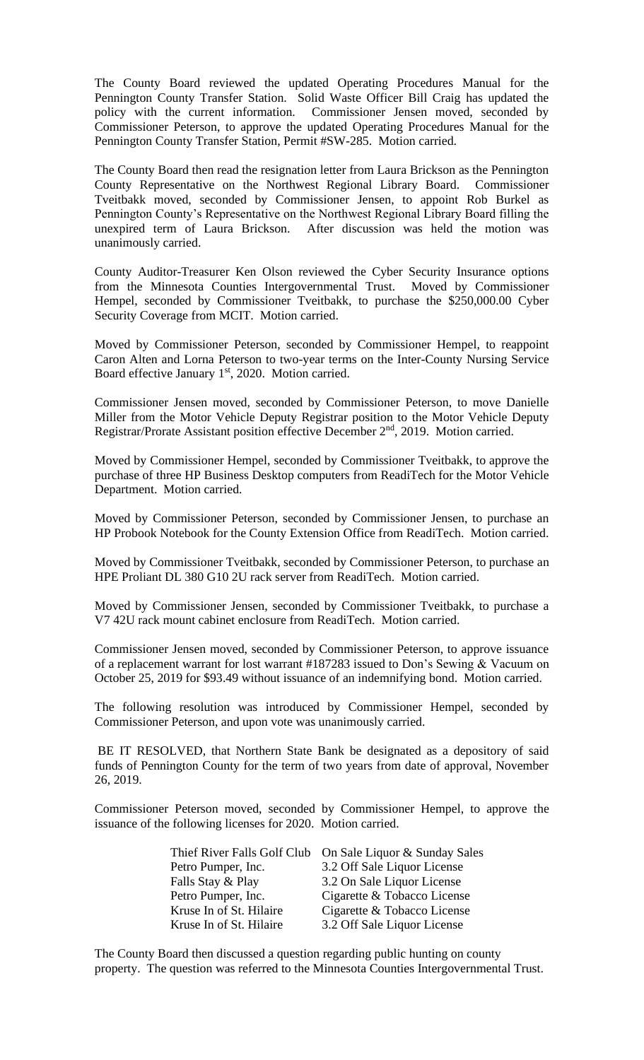The County Board reviewed the updated Operating Procedures Manual for the Pennington County Transfer Station. Solid Waste Officer Bill Craig has updated the policy with the current information. Commissioner Jensen moved, seconded by Commissioner Peterson, to approve the updated Operating Procedures Manual for the Pennington County Transfer Station, Permit #SW-285. Motion carried.

The County Board then read the resignation letter from Laura Brickson as the Pennington County Representative on the Northwest Regional Library Board. Commissioner Tveitbakk moved, seconded by Commissioner Jensen, to appoint Rob Burkel as Pennington County's Representative on the Northwest Regional Library Board filling the unexpired term of Laura Brickson. After discussion was held the motion was unanimously carried.

County Auditor-Treasurer Ken Olson reviewed the Cyber Security Insurance options from the Minnesota Counties Intergovernmental Trust. Moved by Commissioner Hempel, seconded by Commissioner Tveitbakk, to purchase the $250,000.00 Cyber Security Coverage from MCIT. Motion carried.

Moved by Commissioner Peterson, seconded by Commissioner Hempel, to reappoint Caron Alten and Lorna Peterson to two-year terms on the Inter-County Nursing Service Board effective January 1st, 2020. Motion carried.

Commissioner Jensen moved, seconded by Commissioner Peterson, to move Danielle Miller from the Motor Vehicle Deputy Registrar position to the Motor Vehicle Deputy Registrar/Prorate Assistant position effective December 2nd, 2019. Motion carried.

Moved by Commissioner Hempel, seconded by Commissioner Tveitbakk, to approve the purchase of three HP Business Desktop computers from ReadiTech for the Motor Vehicle Department. Motion carried.

Moved by Commissioner Peterson, seconded by Commissioner Jensen, to purchase an HP Probook Notebook for the County Extension Office from ReadiTech. Motion carried.

Moved by Commissioner Tveitbakk, seconded by Commissioner Peterson, to purchase an HPE Proliant DL 380 G10 2U rack server from ReadiTech. Motion carried.

Moved by Commissioner Jensen, seconded by Commissioner Tveitbakk, to purchase a V7 42U rack mount cabinet enclosure from ReadiTech. Motion carried.

Commissioner Jensen moved, seconded by Commissioner Peterson, to approve issuance of a replacement warrant for lost warrant #187283 issued to Don's Sewing & Vacuum on October 25, 2019 for $93.49 without issuance of an indemnifying bond. Motion carried.

The following resolution was introduced by Commissioner Hempel, seconded by Commissioner Peterson, and upon vote was unanimously carried.

BE IT RESOLVED, that Northern State Bank be designated as a depository of said funds of Pennington County for the term of two years from date of approval, November 26, 2019.

Commissioner Peterson moved, seconded by Commissioner Hempel, to approve the issuance of the following licenses for 2020. Motion carried.

| | |
|---|---|
| Thief River Falls Golf Club | On Sale Liquor & Sunday Sales |
| Petro Pumper, Inc. | 3.2 Off Sale Liquor License |
| Falls Stay & Play | 3.2 On Sale Liquor License |
| Petro Pumper, Inc. | Cigarette & Tobacco License |
| Kruse In of St. Hilaire | Cigarette & Tobacco License |
| Kruse In of St. Hilaire | 3.2 Off Sale Liquor License |

The County Board then discussed a question regarding public hunting on county property. The question was referred to the Minnesota Counties Intergovernmental Trust.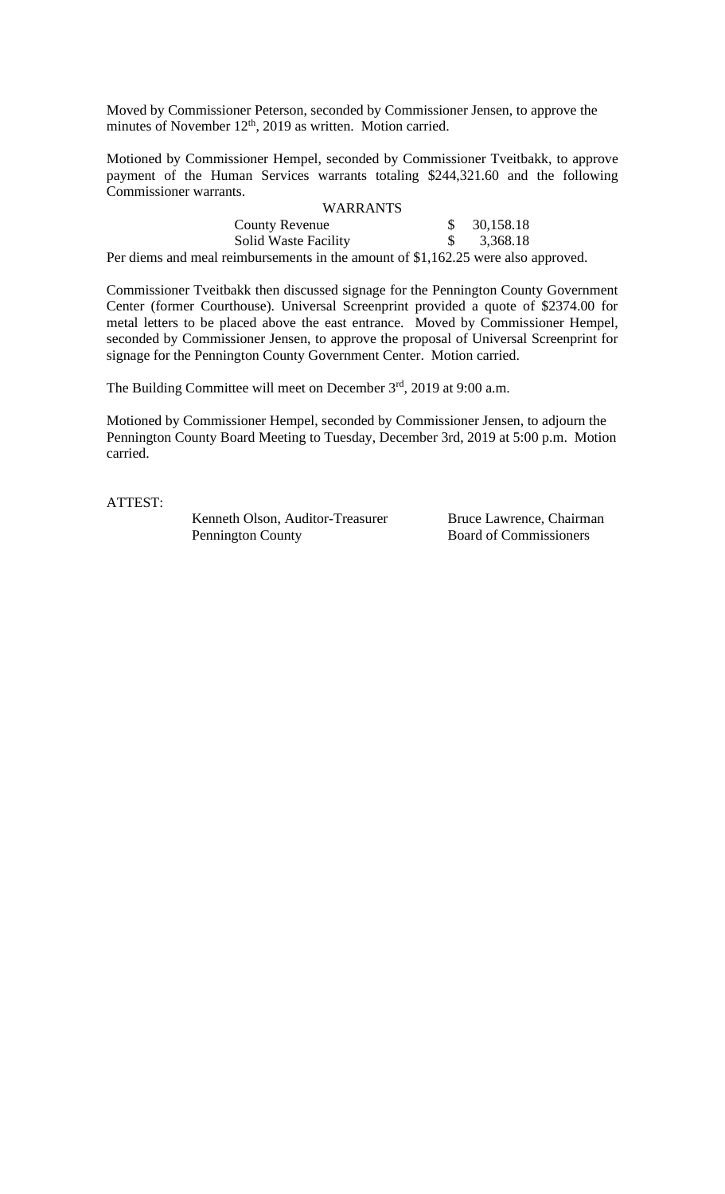Moved by Commissioner Peterson, seconded by Commissioner Jensen, to approve the minutes of November 12th, 2019 as written. Motion carried.

Motioned by Commissioner Hempel, seconded by Commissioner Tveitbakk, to approve payment of the Human Services warrants totaling $244,321.60 and the following Commissioner warrants.

WARRANTS

| | |
|---|---|
| County Revenue | $ 30,158.18 |
| Solid Waste Facility | $ 3,368.18 |

Per diems and meal reimbursements in the amount of $1,162.25 were also approved.

Commissioner Tveitbakk then discussed signage for the Pennington County Government Center (former Courthouse). Universal Screenprint provided a quote of $2374.00 for metal letters to be placed above the east entrance. Moved by Commissioner Hempel, seconded by Commissioner Jensen, to approve the proposal of Universal Screenprint for signage for the Pennington County Government Center. Motion carried.

The Building Committee will meet on December 3rd, 2019 at 9:00 a.m.

Motioned by Commissioner Hempel, seconded by Commissioner Jensen, to adjourn the Pennington County Board Meeting to Tuesday, December 3rd, 2019 at 5:00 p.m. Motion carried.

ATTEST:

Kenneth Olson, Auditor-Treasurer
Pennington County

Bruce Lawrence, Chairman
Board of Commissioners